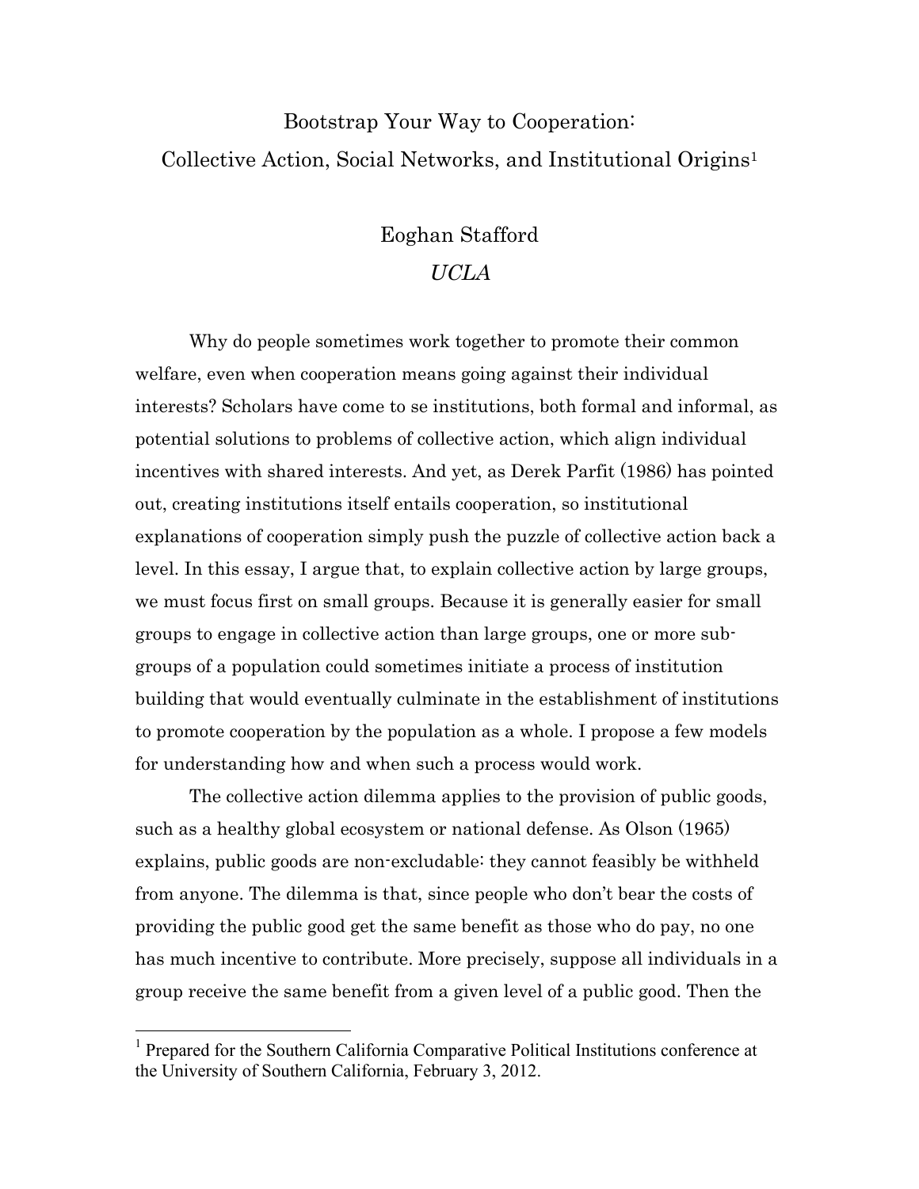# Bootstrap Your Way to Cooperation:
## Collective Action, Social Networks, and Institutional Origins[1]

Eoghan Stafford

*UCLA*

Why do people sometimes work together to promote their common welfare, even when cooperation means going against their individual interests? Scholars have come to se institutions, both formal and informal, as potential solutions to problems of collective action, which align individual incentives with shared interests. And yet, as Derek Parfit (1986) has pointed out, creating institutions itself entails cooperation, so institutional explanations of cooperation simply push the puzzle of collective action back a level. In this essay, I argue that, to explain collective action by large groups, we must focus first on small groups. Because it is generally easier for small groups to engage in collective action than large groups, one or more sub-groups of a population could sometimes initiate a process of institution building that would eventually culminate in the establishment of institutions to promote cooperation by the population as a whole. I propose a few models for understanding how and when such a process would work.

The collective action dilemma applies to the provision of public goods, such as a healthy global ecosystem or national defense. As Olson (1965) explains, public goods are non-excludable: they cannot feasibly be withheld from anyone. The dilemma is that, since people who don't bear the costs of providing the public good get the same benefit as those who do pay, no one has much incentive to contribute. More precisely, suppose all individuals in a group receive the same benefit from a given level of a public good. Then the

[1] Prepared for the Southern California Comparative Political Institutions conference at the University of Southern California, February 3, 2012.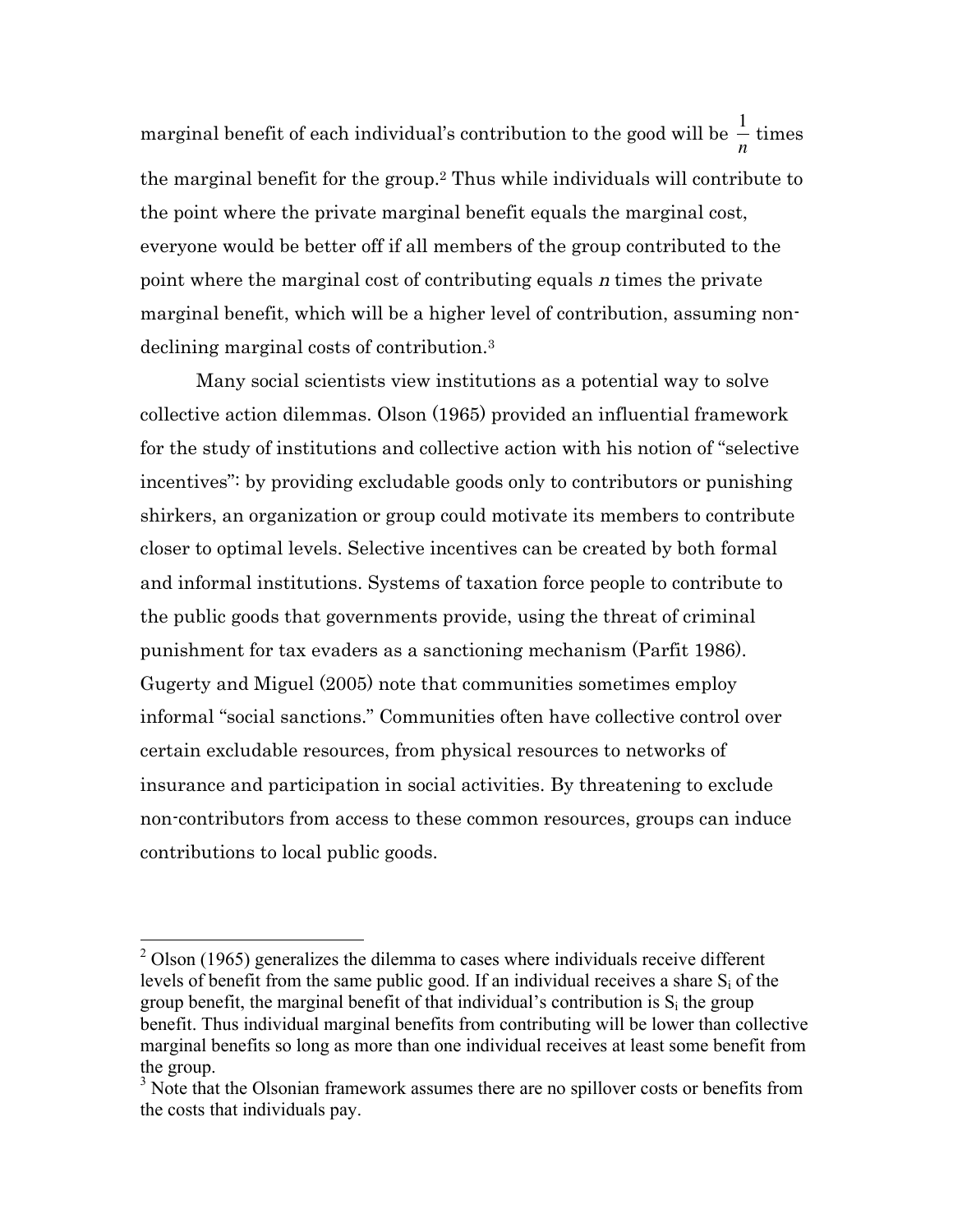marginal benefit of each individual's contribution to the good will be $\frac{1}{n}$ times the marginal benefit for the group.[2] Thus while individuals will contribute to the point where the private marginal benefit equals the marginal cost, everyone would be better off if all members of the group contributed to the point where the marginal cost of contributing equals $n$ times the private marginal benefit, which will be a higher level of contribution, assuming non-declining marginal costs of contribution.[3]

Many social scientists view institutions as a potential way to solve collective action dilemmas. Olson (1965) provided an influential framework for the study of institutions and collective action with his notion of "selective incentives": by providing excludable goods only to contributors or punishing shirkers, an organization or group could motivate its members to contribute closer to optimal levels. Selective incentives can be created by both formal and informal institutions. Systems of taxation force people to contribute to the public goods that governments provide, using the threat of criminal punishment for tax evaders as a sanctioning mechanism (Parfit 1986). Gugerty and Miguel (2005) note that communities sometimes employ informal "social sanctions." Communities often have collective control over certain excludable resources, from physical resources to networks of insurance and participation in social activities. By threatening to exclude non-contributors from access to these common resources, groups can induce contributions to local public goods.

---

[2] Olson (1965) generalizes the dilemma to cases where individuals receive different levels of benefit from the same public good. If an individual receives a share $S_i$ of the group benefit, the marginal benefit of that individual's contribution is $S_i$ the group benefit. Thus individual marginal benefits from contributing will be lower than collective marginal benefits so long as more than one individual receives at least some benefit from the group.

[3] Note that the Olsonian framework assumes there are no spillover costs or benefits from the costs that individuals pay.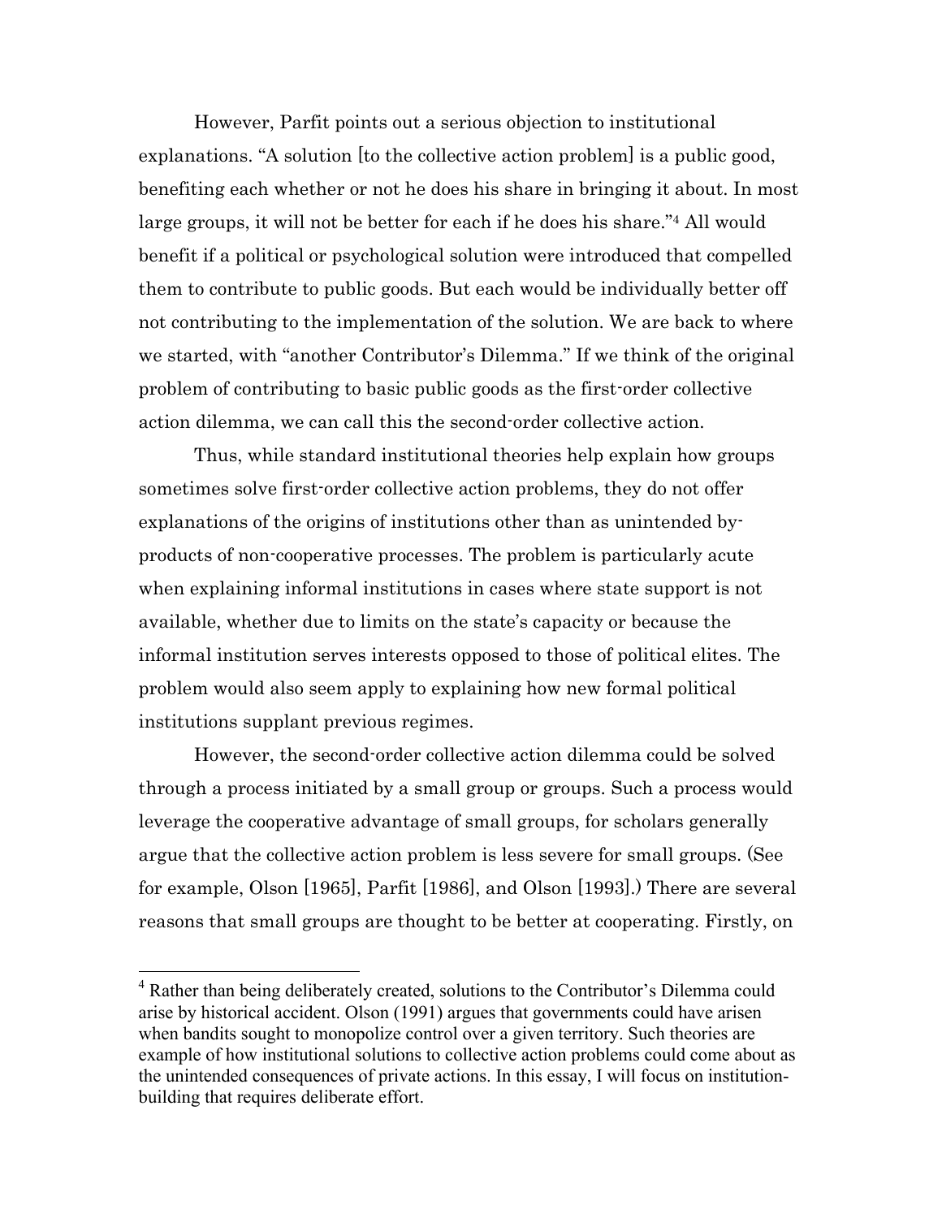However, Parfit points out a serious objection to institutional explanations. "A solution [to the collective action problem] is a public good, benefiting each whether or not he does his share in bringing it about. In most large groups, it will not be better for each if he does his share."[4] All would benefit if a political or psychological solution were introduced that compelled them to contribute to public goods. But each would be individually better off not contributing to the implementation of the solution. We are back to where we started, with "another Contributor's Dilemma." If we think of the original problem of contributing to basic public goods as the first-order collective action dilemma, we can call this the second-order collective action.

Thus, while standard institutional theories help explain how groups sometimes solve first-order collective action problems, they do not offer explanations of the origins of institutions other than as unintended by-products of non-cooperative processes. The problem is particularly acute when explaining informal institutions in cases where state support is not available, whether due to limits on the state's capacity or because the informal institution serves interests opposed to those of political elites. The problem would also seem apply to explaining how new formal political institutions supplant previous regimes.

However, the second-order collective action dilemma could be solved through a process initiated by a small group or groups. Such a process would leverage the cooperative advantage of small groups, for scholars generally argue that the collective action problem is less severe for small groups. (See for example, Olson [1965], Parfit [1986], and Olson [1993].) There are several reasons that small groups are thought to be better at cooperating. Firstly, on

[4] Rather than being deliberately created, solutions to the Contributor's Dilemma could arise by historical accident. Olson (1991) argues that governments could have arisen when bandits sought to monopolize control over a given territory. Such theories are example of how institutional solutions to collective action problems could come about as the unintended consequences of private actions. In this essay, I will focus on institution-building that requires deliberate effort.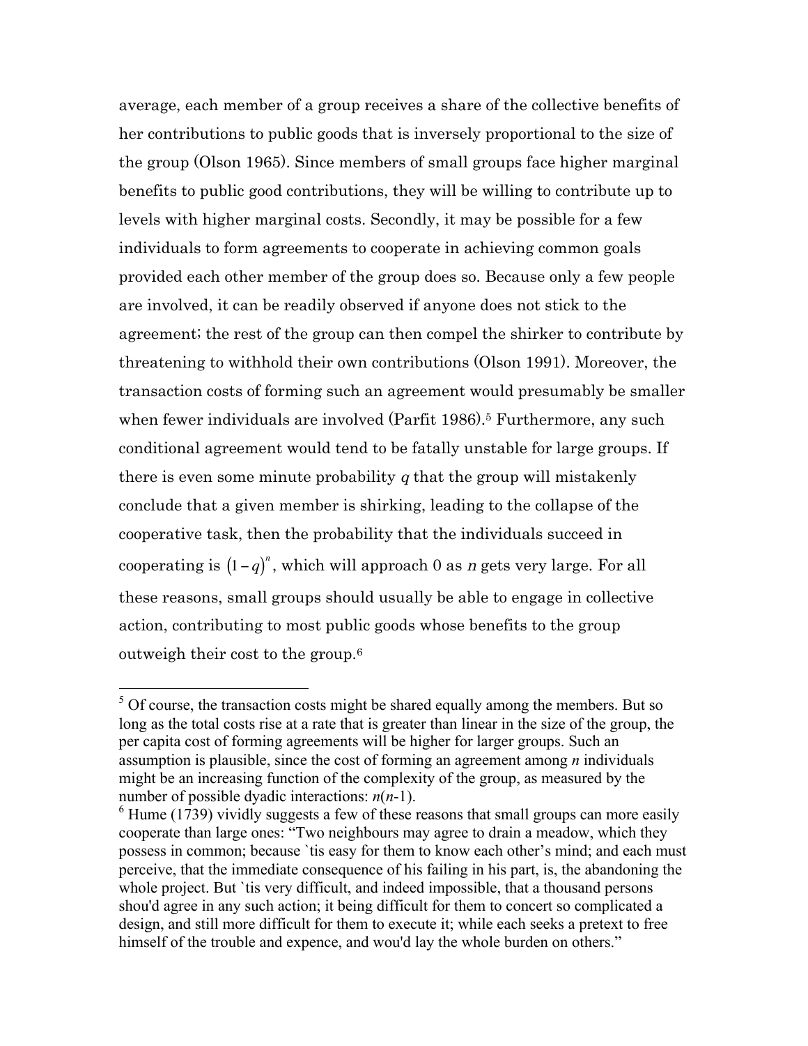average, each member of a group receives a share of the collective benefits of her contributions to public goods that is inversely proportional to the size of the group (Olson 1965). Since members of small groups face higher marginal benefits to public good contributions, they will be willing to contribute up to levels with higher marginal costs. Secondly, it may be possible for a few individuals to form agreements to cooperate in achieving common goals provided each other member of the group does so. Because only a few people are involved, it can be readily observed if anyone does not stick to the agreement; the rest of the group can then compel the shirker to contribute by threatening to withhold their own contributions (Olson 1991). Moreover, the transaction costs of forming such an agreement would presumably be smaller when fewer individuals are involved (Parfit 1986).[5] Furthermore, any such conditional agreement would tend to be fatally unstable for large groups. If there is even some minute probability $q$ that the group will mistakenly conclude that a given member is shirking, leading to the collapse of the cooperative task, then the probability that the individuals succeed in cooperating is $(1-q)^n$, which will approach 0 as $n$ gets very large. For all these reasons, small groups should usually be able to engage in collective action, contributing to most public goods whose benefits to the group outweigh their cost to the group.[6]

---

[5] Of course, the transaction costs might be shared equally among the members. But so long as the total costs rise at a rate that is greater than linear in the size of the group, the per capita cost of forming agreements will be higher for larger groups. Such an assumption is plausible, since the cost of forming an agreement among $n$ individuals might be an increasing function of the complexity of the group, as measured by the number of possible dyadic interactions: $n(n-1)$.

[6] Hume (1739) vividly suggests a few of these reasons that small groups can more easily cooperate than large ones: "Two neighbours may agree to drain a meadow, which they possess in common; because `tis easy for them to know each other's mind; and each must perceive, that the immediate consequence of his failing in his part, is, the abandoning the whole project. But `tis very difficult, and indeed impossible, that a thousand persons shou'd agree in any such action; it being difficult for them to concert so complicated a design, and still more difficult for them to execute it; while each seeks a pretext to free himself of the trouble and expence, and wou'd lay the whole burden on others."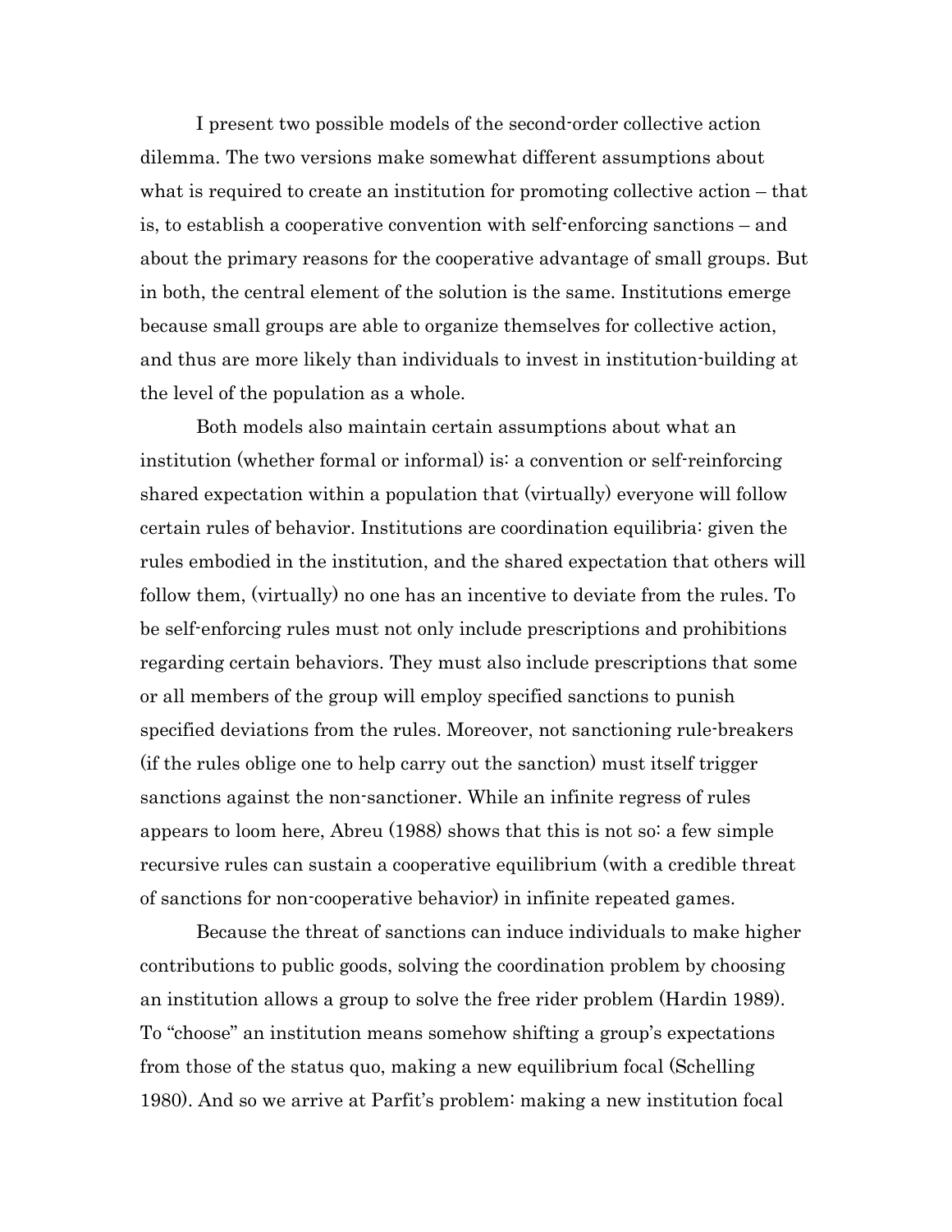I present two possible models of the second-order collective action dilemma. The two versions make somewhat different assumptions about what is required to create an institution for promoting collective action – that is, to establish a cooperative convention with self-enforcing sanctions – and about the primary reasons for the cooperative advantage of small groups. But in both, the central element of the solution is the same. Institutions emerge because small groups are able to organize themselves for collective action, and thus are more likely than individuals to invest in institution-building at the level of the population as a whole.

Both models also maintain certain assumptions about what an institution (whether formal or informal) is: a convention or self-reinforcing shared expectation within a population that (virtually) everyone will follow certain rules of behavior. Institutions are coordination equilibria: given the rules embodied in the institution, and the shared expectation that others will follow them, (virtually) no one has an incentive to deviate from the rules. To be self-enforcing rules must not only include prescriptions and prohibitions regarding certain behaviors. They must also include prescriptions that some or all members of the group will employ specified sanctions to punish specified deviations from the rules. Moreover, not sanctioning rule-breakers (if the rules oblige one to help carry out the sanction) must itself trigger sanctions against the non-sanctioner. While an infinite regress of rules appears to loom here, Abreu (1988) shows that this is not so: a few simple recursive rules can sustain a cooperative equilibrium (with a credible threat of sanctions for non-cooperative behavior) in infinite repeated games.

Because the threat of sanctions can induce individuals to make higher contributions to public goods, solving the coordination problem by choosing an institution allows a group to solve the free rider problem (Hardin 1989). To "choose" an institution means somehow shifting a group's expectations from those of the status quo, making a new equilibrium focal (Schelling 1980). And so we arrive at Parfit's problem: making a new institution focal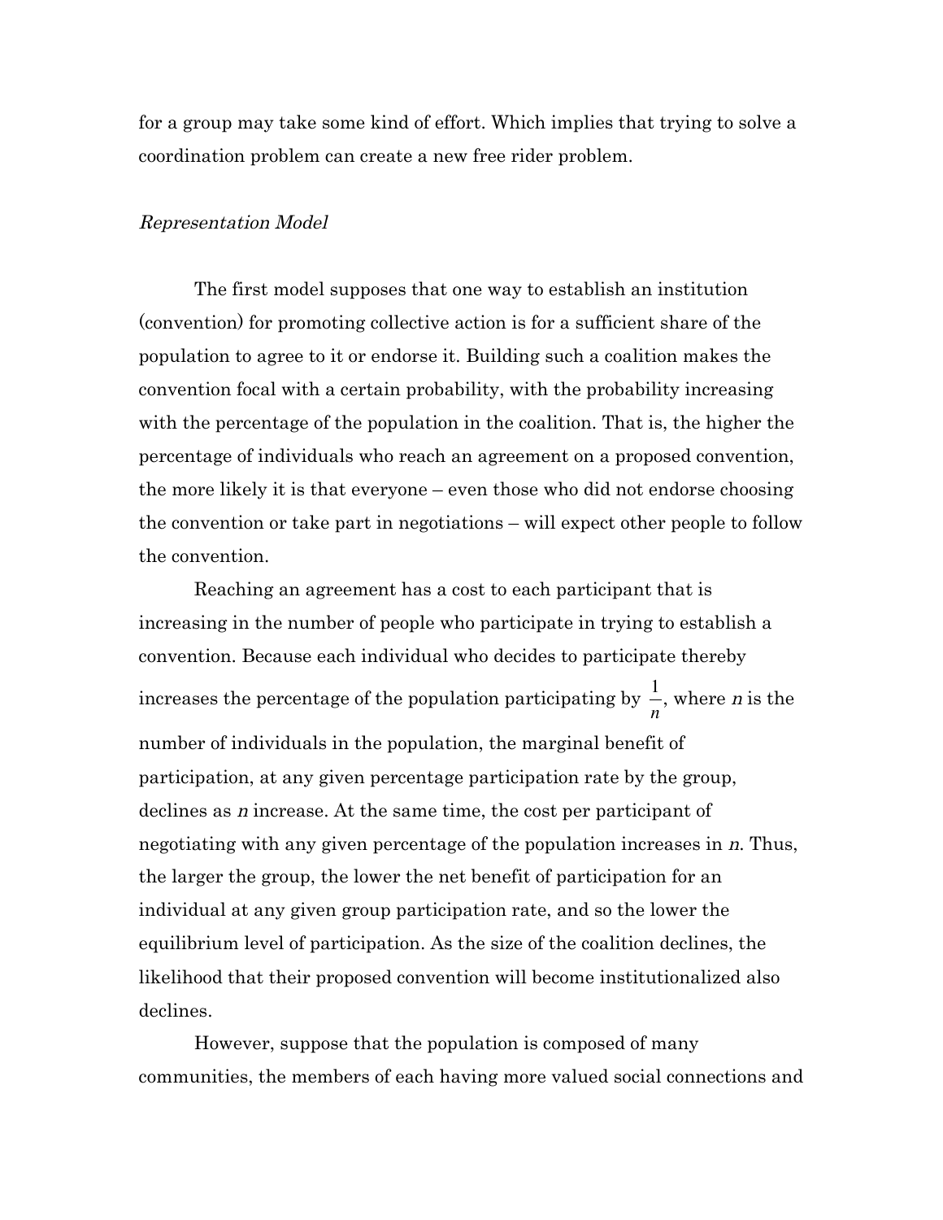for a group may take some kind of effort. Which implies that trying to solve a coordination problem can create a new free rider problem.

*Representation Model*

The first model supposes that one way to establish an institution (convention) for promoting collective action is for a sufficient share of the population to agree to it or endorse it. Building such a coalition makes the convention focal with a certain probability, with the probability increasing with the percentage of the population in the coalition. That is, the higher the percentage of individuals who reach an agreement on a proposed convention, the more likely it is that everyone – even those who did not endorse choosing the convention or take part in negotiations – will expect other people to follow the convention.

Reaching an agreement has a cost to each participant that is increasing in the number of people who participate in trying to establish a convention. Because each individual who decides to participate thereby increases the percentage of the population participating by $\frac{1}{n}$, where $n$ is the number of individuals in the population, the marginal benefit of participation, at any given percentage participation rate by the group, declines as $n$ increase. At the same time, the cost per participant of negotiating with any given percentage of the population increases in $n$. Thus, the larger the group, the lower the net benefit of participation for an individual at any given group participation rate, and so the lower the equilibrium level of participation. As the size of the coalition declines, the likelihood that their proposed convention will become institutionalized also declines.

However, suppose that the population is composed of many communities, the members of each having more valued social connections and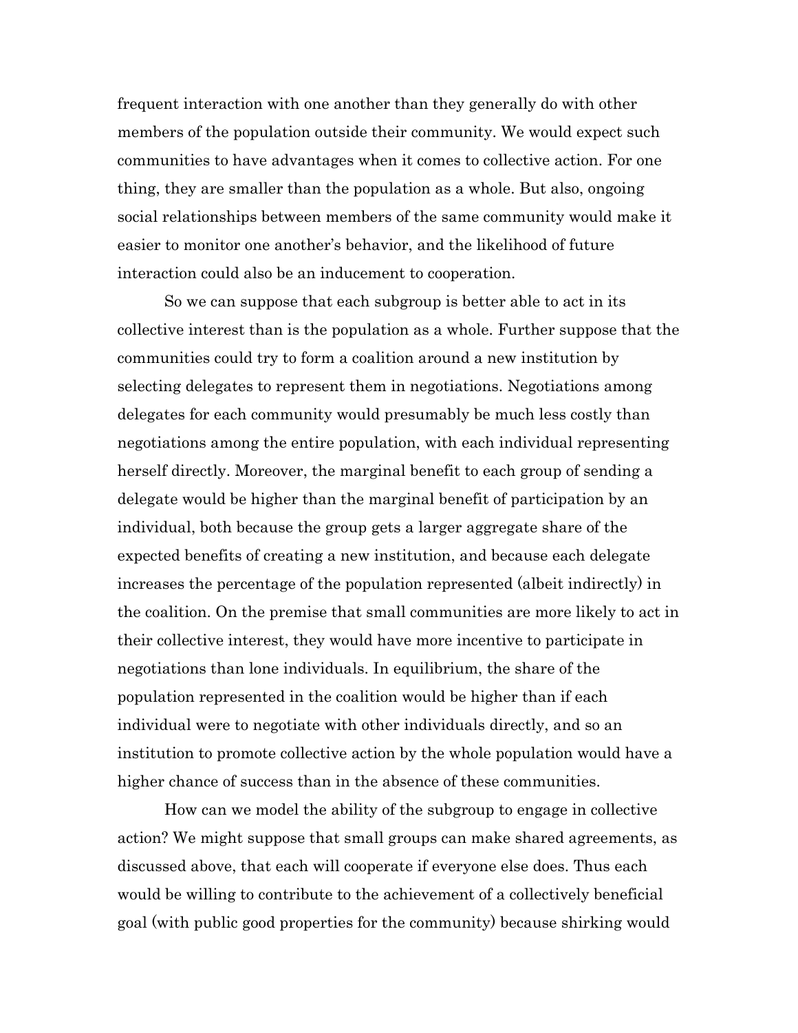frequent interaction with one another than they generally do with other members of the population outside their community. We would expect such communities to have advantages when it comes to collective action. For one thing, they are smaller than the population as a whole. But also, ongoing social relationships between members of the same community would make it easier to monitor one another's behavior, and the likelihood of future interaction could also be an inducement to cooperation.

So we can suppose that each subgroup is better able to act in its collective interest than is the population as a whole. Further suppose that the communities could try to form a coalition around a new institution by selecting delegates to represent them in negotiations. Negotiations among delegates for each community would presumably be much less costly than negotiations among the entire population, with each individual representing herself directly. Moreover, the marginal benefit to each group of sending a delegate would be higher than the marginal benefit of participation by an individual, both because the group gets a larger aggregate share of the expected benefits of creating a new institution, and because each delegate increases the percentage of the population represented (albeit indirectly) in the coalition. On the premise that small communities are more likely to act in their collective interest, they would have more incentive to participate in negotiations than lone individuals. In equilibrium, the share of the population represented in the coalition would be higher than if each individual were to negotiate with other individuals directly, and so an institution to promote collective action by the whole population would have a higher chance of success than in the absence of these communities.

How can we model the ability of the subgroup to engage in collective action? We might suppose that small groups can make shared agreements, as discussed above, that each will cooperate if everyone else does. Thus each would be willing to contribute to the achievement of a collectively beneficial goal (with public good properties for the community) because shirking would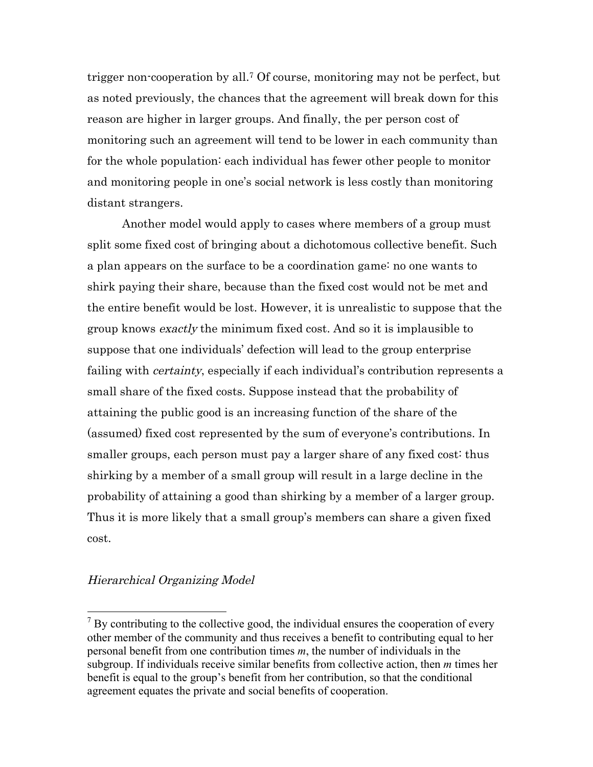trigger non-cooperation by all.[7] Of course, monitoring may not be perfect, but as noted previously, the chances that the agreement will break down for this reason are higher in larger groups. And finally, the per person cost of monitoring such an agreement will tend to be lower in each community than for the whole population: each individual has fewer other people to monitor and monitoring people in one's social network is less costly than monitoring distant strangers.

Another model would apply to cases where members of a group must split some fixed cost of bringing about a dichotomous collective benefit. Such a plan appears on the surface to be a coordination game: no one wants to shirk paying their share, because than the fixed cost would not be met and the entire benefit would be lost. However, it is unrealistic to suppose that the group knows *exactly* the minimum fixed cost. And so it is implausible to suppose that one individuals' defection will lead to the group enterprise failing with *certainty*, especially if each individual's contribution represents a small share of the fixed costs. Suppose instead that the probability of attaining the public good is an increasing function of the share of the (assumed) fixed cost represented by the sum of everyone's contributions. In smaller groups, each person must pay a larger share of any fixed cost: thus shirking by a member of a small group will result in a large decline in the probability of attaining a good than shirking by a member of a larger group. Thus it is more likely that a small group's members can share a given fixed cost.

### *Hierarchical Organizing Model*

[7] By contributing to the collective good, the individual ensures the cooperation of every other member of the community and thus receives a benefit to contributing equal to her personal benefit from one contribution times $m$, the number of individuals in the subgroup. If individuals receive similar benefits from collective action, then $m$ times her benefit is equal to the group's benefit from her contribution, so that the conditional agreement equates the private and social benefits of cooperation.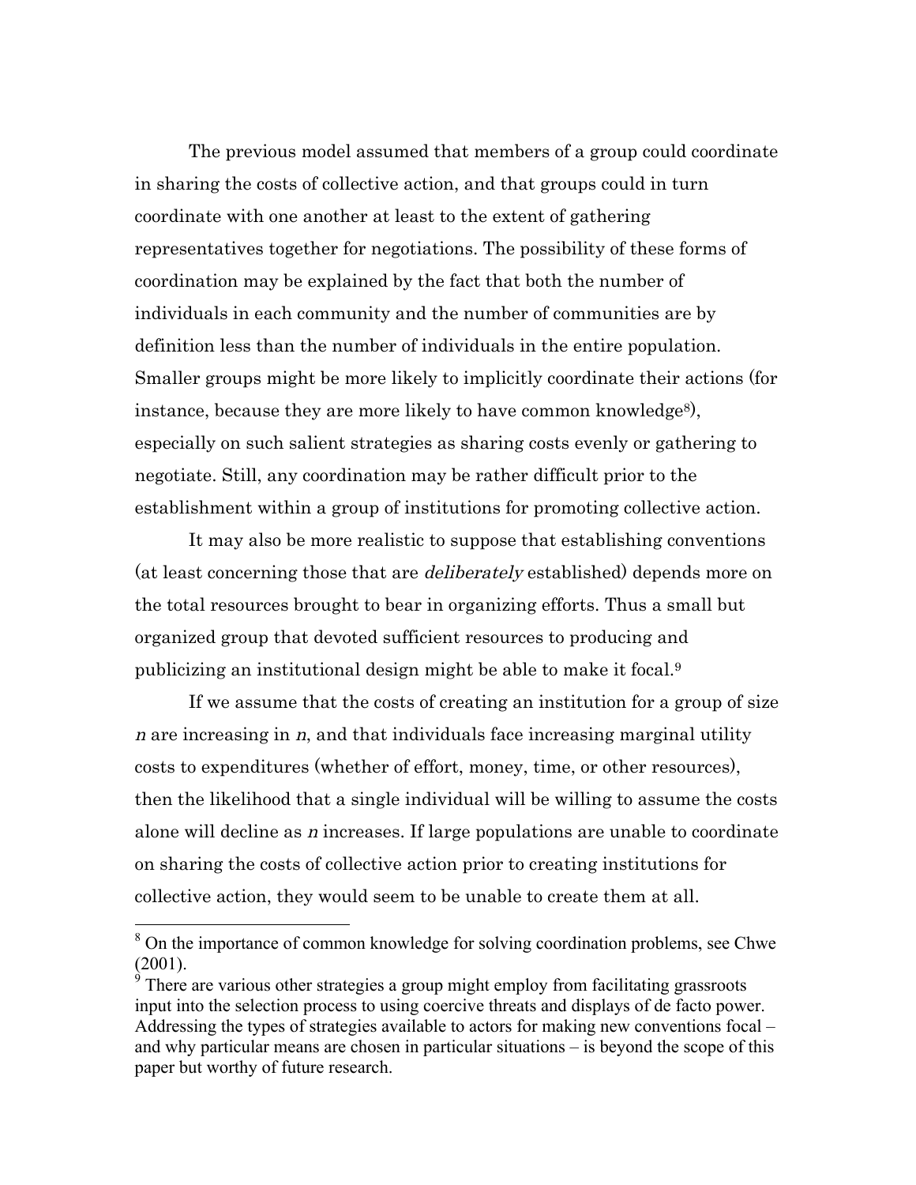The previous model assumed that members of a group could coordinate in sharing the costs of collective action, and that groups could in turn coordinate with one another at least to the extent of gathering representatives together for negotiations. The possibility of these forms of coordination may be explained by the fact that both the number of individuals in each community and the number of communities are by definition less than the number of individuals in the entire population. Smaller groups might be more likely to implicitly coordinate their actions (for instance, because they are more likely to have common knowledge[8]), especially on such salient strategies as sharing costs evenly or gathering to negotiate. Still, any coordination may be rather difficult prior to the establishment within a group of institutions for promoting collective action.

It may also be more realistic to suppose that establishing conventions (at least concerning those that are *deliberately* established) depends more on the total resources brought to bear in organizing efforts. Thus a small but organized group that devoted sufficient resources to producing and publicizing an institutional design might be able to make it focal.[9]

If we assume that the costs of creating an institution for a group of size $n$ are increasing in $n$, and that individuals face increasing marginal utility costs to expenditures (whether of effort, money, time, or other resources), then the likelihood that a single individual will be willing to assume the costs alone will decline as $n$ increases. If large populations are unable to coordinate on sharing the costs of collective action prior to creating institutions for collective action, they would seem to be unable to create them at all.

---

[8] On the importance of common knowledge for solving coordination problems, see Chwe (2001).

[9] There are various other strategies a group might employ from facilitating grassroots input into the selection process to using coercive threats and displays of de facto power. Addressing the types of strategies available to actors for making new conventions focal – and why particular means are chosen in particular situations – is beyond the scope of this paper but worthy of future research.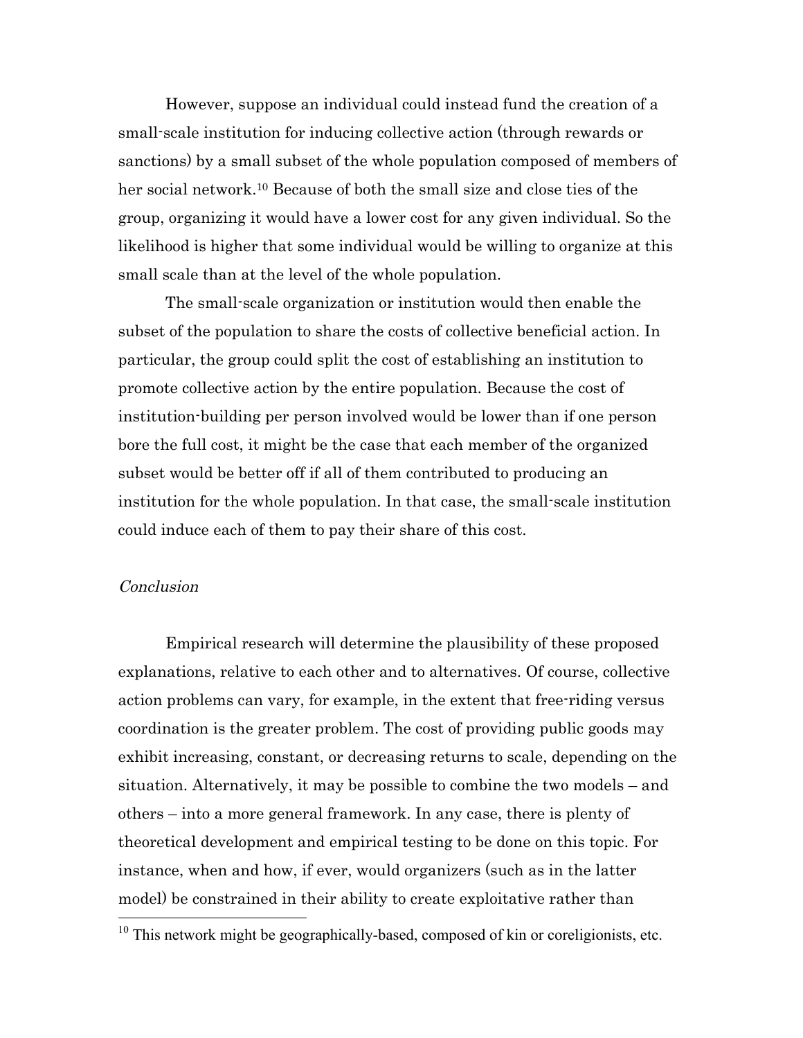However, suppose an individual could instead fund the creation of a small-scale institution for inducing collective action (through rewards or sanctions) by a small subset of the whole population composed of members of her social network.[10] Because of both the small size and close ties of the group, organizing it would have a lower cost for any given individual. So the likelihood is higher that some individual would be willing to organize at this small scale than at the level of the whole population.

The small-scale organization or institution would then enable the subset of the population to share the costs of collective beneficial action. In particular, the group could split the cost of establishing an institution to promote collective action by the entire population. Because the cost of institution-building per person involved would be lower than if one person bore the full cost, it might be the case that each member of the organized subset would be better off if all of them contributed to producing an institution for the whole population. In that case, the small-scale institution could induce each of them to pay their share of this cost.

*Conclusion*

Empirical research will determine the plausibility of these proposed explanations, relative to each other and to alternatives. Of course, collective action problems can vary, for example, in the extent that free-riding versus coordination is the greater problem. The cost of providing public goods may exhibit increasing, constant, or decreasing returns to scale, depending on the situation. Alternatively, it may be possible to combine the two models – and others – into a more general framework. In any case, there is plenty of theoretical development and empirical testing to be done on this topic. For instance, when and how, if ever, would organizers (such as in the latter model) be constrained in their ability to create exploitative rather than

[10] This network might be geographically-based, composed of kin or coreligionists, etc.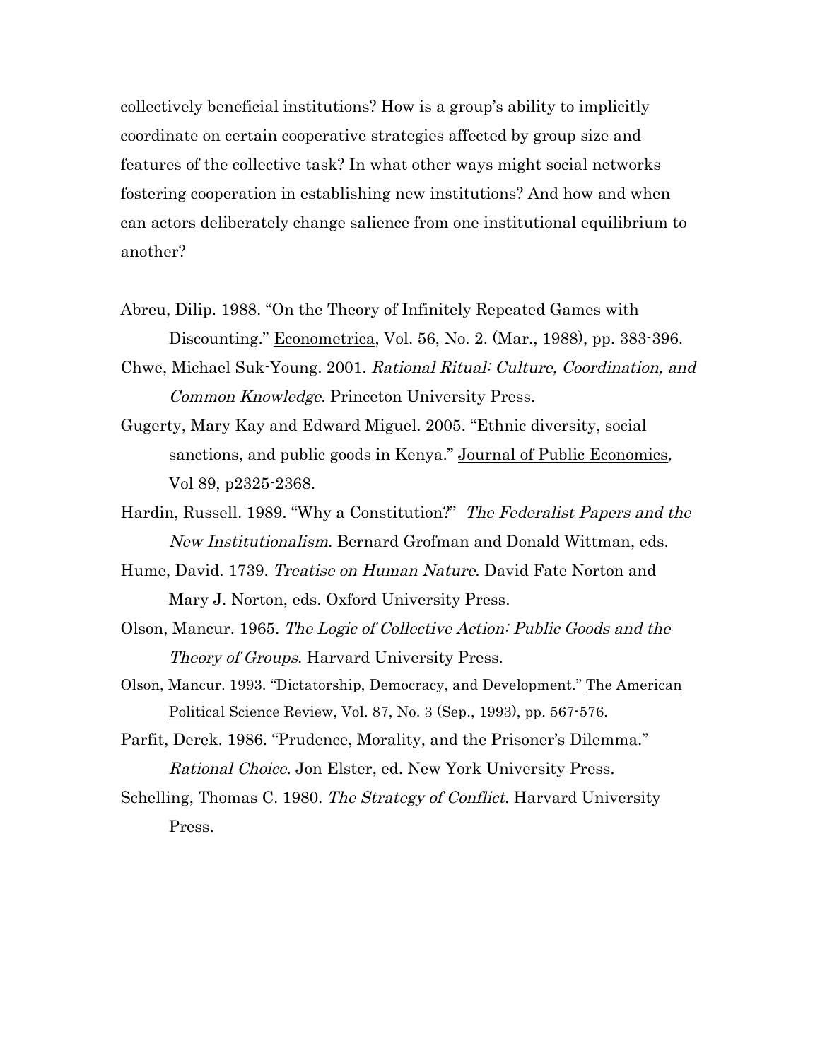collectively beneficial institutions? How is a group's ability to implicitly coordinate on certain cooperative strategies affected by group size and features of the collective task? In what other ways might social networks fostering cooperation in establishing new institutions? And how and when can actors deliberately change salience from one institutional equilibrium to another?

Abreu, Dilip. 1988. "On the Theory of Infinitely Repeated Games with Discounting." Econometrica, Vol. 56, No. 2. (Mar., 1988), pp. 383-396.

Chwe, Michael Suk-Young. 2001. *Rational Ritual: Culture, Coordination, and Common Knowledge*. Princeton University Press.

Gugerty, Mary Kay and Edward Miguel. 2005. "Ethnic diversity, social sanctions, and public goods in Kenya." Journal of Public Economics, Vol 89, p2325-2368.

Hardin, Russell. 1989. "Why a Constitution?" *The Federalist Papers and the New Institutionalism*. Bernard Grofman and Donald Wittman, eds.

Hume, David. 1739. *Treatise on Human Nature*. David Fate Norton and Mary J. Norton, eds. Oxford University Press.

Olson, Mancur. 1965. *The Logic of Collective Action: Public Goods and the Theory of Groups*. Harvard University Press.

Olson, Mancur. 1993. "Dictatorship, Democracy, and Development." The American Political Science Review, Vol. 87, No. 3 (Sep., 1993), pp. 567-576.

Parfit, Derek. 1986. "Prudence, Morality, and the Prisoner's Dilemma." *Rational Choice*. Jon Elster, ed. New York University Press.

Schelling, Thomas C. 1980. *The Strategy of Conflict*. Harvard University Press.